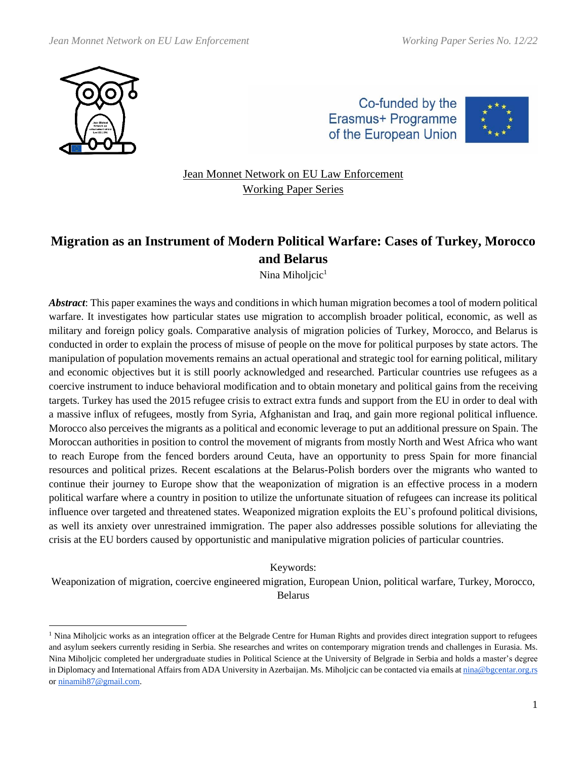Jean Monnet Network on EU Law Enforcement
Working Paper Series

# Migration as an Instrument of Modern Political Warfare: Cases of Turkey, Morocco and Belarus

Nina Miholjcic[1]

***Abstract***: This paper examines the ways and conditions in which human migration becomes a tool of modern political warfare. It investigates how particular states use migration to accomplish broader political, economic, as well as military and foreign policy goals. Comparative analysis of migration policies of Turkey, Morocco, and Belarus is conducted in order to explain the process of misuse of people on the move for political purposes by state actors. The manipulation of population movements remains an actual operational and strategic tool for earning political, military and economic objectives but it is still poorly acknowledged and researched. Particular countries use refugees as a coercive instrument to induce behavioral modification and to obtain monetary and political gains from the receiving targets. Turkey has used the 2015 refugee crisis to extract extra funds and support from the EU in order to deal with a massive influx of refugees, mostly from Syria, Afghanistan and Iraq, and gain more regional political influence. Morocco also perceives the migrants as a political and economic leverage to put an additional pressure on Spain. The Moroccan authorities in position to control the movement of migrants from mostly North and West Africa who want to reach Europe from the fenced borders around Ceuta, have an opportunity to press Spain for more financial resources and political prizes. Recent escalations at the Belarus-Polish borders over the migrants who wanted to continue their journey to Europe show that the weaponization of migration is an effective process in a modern political warfare where a country in position to utilize the unfortunate situation of refugees can increase its political influence over targeted and threatened states. Weaponized migration exploits the EU`s profound political divisions, as well its anxiety over unrestrained immigration. The paper also addresses possible solutions for alleviating the crisis at the EU borders caused by opportunistic and manipulative migration policies of particular countries.

Keywords:
Weaponization of migration, coercive engineered migration, European Union, political warfare, Turkey, Morocco, Belarus

[1] Nina Miholjcic works as an integration officer at the Belgrade Centre for Human Rights and provides direct integration support to refugees and asylum seekers currently residing in Serbia. She researches and writes on contemporary migration trends and challenges in Eurasia. Ms. Nina Miholjcic completed her undergraduate studies in Political Science at the University of Belgrade in Serbia and holds a master's degree in Diplomacy and International Affairs from ADA University in Azerbaijan. Ms. Miholjcic can be contacted via emails at nina@bgcentar.org.rs or ninamih87@gmail.com.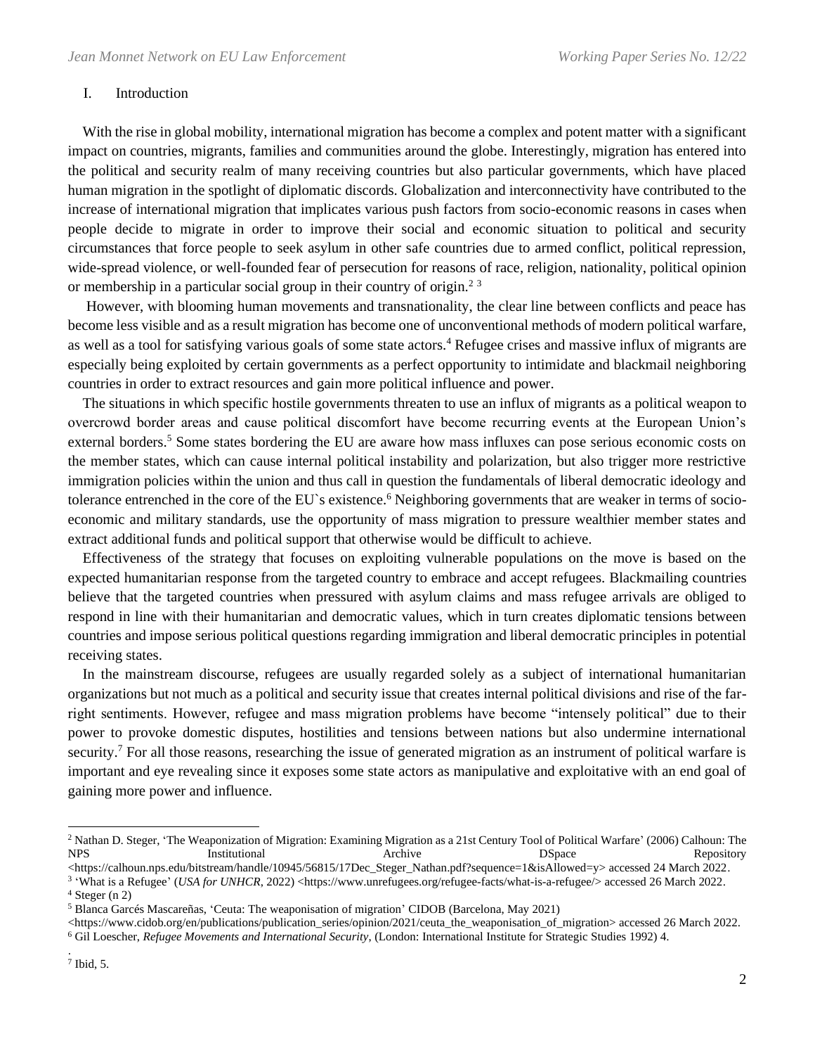## I. Introduction

With the rise in global mobility, international migration has become a complex and potent matter with a significant impact on countries, migrants, families and communities around the globe. Interestingly, migration has entered into the political and security realm of many receiving countries but also particular governments, which have placed human migration in the spotlight of diplomatic discords. Globalization and interconnectivity have contributed to the increase of international migration that implicates various push factors from socio-economic reasons in cases when people decide to migrate in order to improve their social and economic situation to political and security circumstances that force people to seek asylum in other safe countries due to armed conflict, political repression, wide-spread violence, or well-founded fear of persecution for reasons of race, religion, nationality, political opinion or membership in a particular social group in their country of origin.[2] [3]

However, with blooming human movements and transnationality, the clear line between conflicts and peace has become less visible and as a result migration has become one of unconventional methods of modern political warfare, as well as a tool for satisfying various goals of some state actors.[4] Refugee crises and massive influx of migrants are especially being exploited by certain governments as a perfect opportunity to intimidate and blackmail neighboring countries in order to extract resources and gain more political influence and power.

The situations in which specific hostile governments threaten to use an influx of migrants as a political weapon to overcrowd border areas and cause political discomfort have become recurring events at the European Union's external borders.[5] Some states bordering the EU are aware how mass influxes can pose serious economic costs on the member states, which can cause internal political instability and polarization, but also trigger more restrictive immigration policies within the union and thus call in question the fundamentals of liberal democratic ideology and tolerance entrenched in the core of the EU`s existence.[6] Neighboring governments that are weaker in terms of socio-economic and military standards, use the opportunity of mass migration to pressure wealthier member states and extract additional funds and political support that otherwise would be difficult to achieve.

Effectiveness of the strategy that focuses on exploiting vulnerable populations on the move is based on the expected humanitarian response from the targeted country to embrace and accept refugees. Blackmailing countries believe that the targeted countries when pressured with asylum claims and mass refugee arrivals are obliged to respond in line with their humanitarian and democratic values, which in turn creates diplomatic tensions between countries and impose serious political questions regarding immigration and liberal democratic principles in potential receiving states.

In the mainstream discourse, refugees are usually regarded solely as a subject of international humanitarian organizations but not much as a political and security issue that creates internal political divisions and rise of the far-right sentiments. However, refugee and mass migration problems have become "intensely political" due to their power to provoke domestic disputes, hostilities and tensions between nations but also undermine international security.[7] For all those reasons, researching the issue of generated migration as an instrument of political warfare is important and eye revealing since it exposes some state actors as manipulative and exploitative with an end goal of gaining more power and influence.

---

[2] Nathan D. Steger, 'The Weaponization of Migration: Examining Migration as a 21st Century Tool of Political Warfare' (2006) Calhoun: The NPS Institutional Archive DSpace Repository <https://calhoun.nps.edu/bitstream/handle/10945/56815/17Dec_Steger_Nathan.pdf?sequence=1&isAllowed=y> accessed 24 March 2022.

[3] 'What is a Refugee' (*USA for UNHCR*, 2022) <https://www.unrefugees.org/refugee-facts/what-is-a-refugee/> accessed 26 March 2022.

[4] Steger (n 2)

[5] Blanca Garcés Mascareñas, 'Ceuta: The weaponisation of migration' CIDOB (Barcelona, May 2021) <https://www.cidob.org/en/publications/publication_series/opinion/2021/ceuta_the_weaponisation_of_migration> accessed 26 March 2022.

[6] Gil Loescher, *Refugee Movements and International Security*, (London: International Institute for Strategic Studies 1992) 4.

[7] Ibid, 5.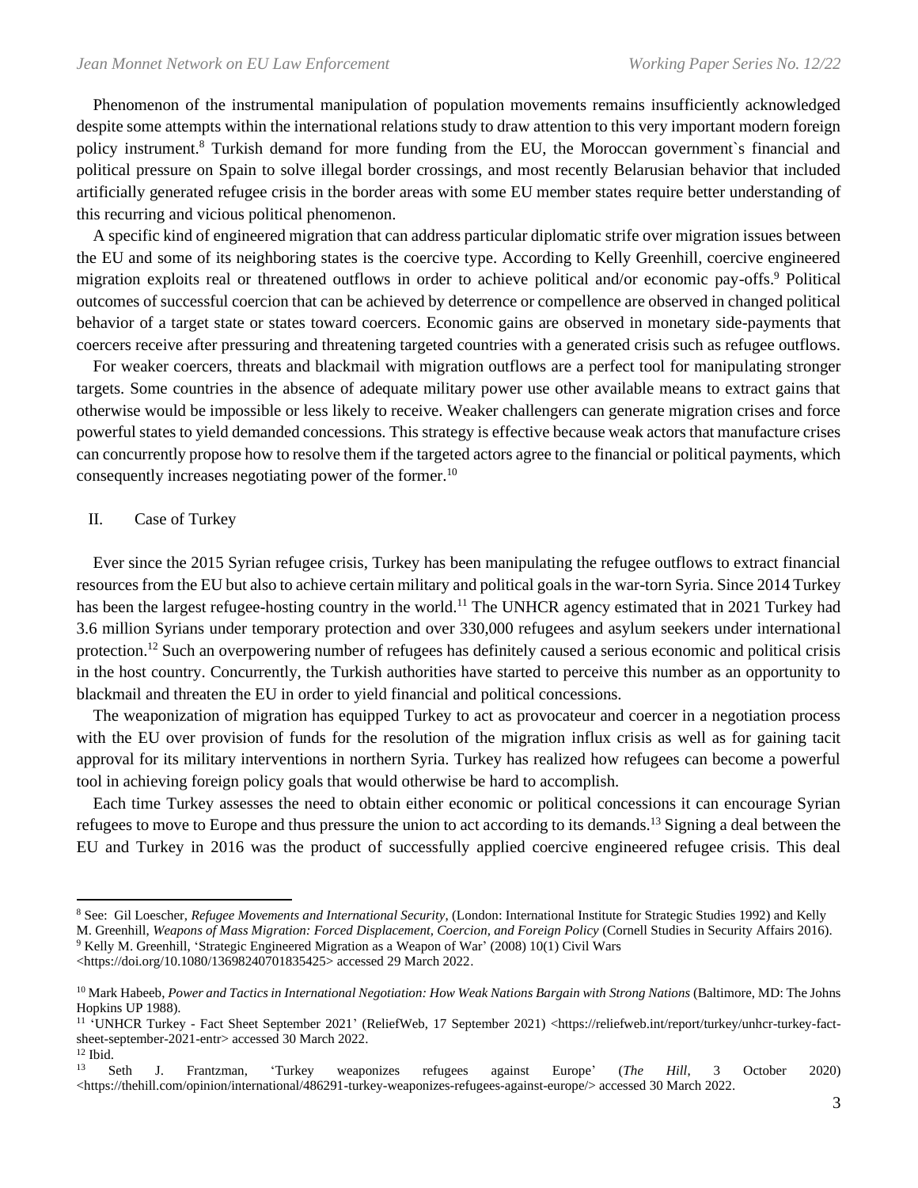Phenomenon of the instrumental manipulation of population movements remains insufficiently acknowledged despite some attempts within the international relations study to draw attention to this very important modern foreign policy instrument.[8] Turkish demand for more funding from the EU, the Moroccan government`s financial and political pressure on Spain to solve illegal border crossings, and most recently Belarusian behavior that included artificially generated refugee crisis in the border areas with some EU member states require better understanding of this recurring and vicious political phenomenon.

A specific kind of engineered migration that can address particular diplomatic strife over migration issues between the EU and some of its neighboring states is the coercive type. According to Kelly Greenhill, coercive engineered migration exploits real or threatened outflows in order to achieve political and/or economic pay-offs.[9] Political outcomes of successful coercion that can be achieved by deterrence or compellence are observed in changed political behavior of a target state or states toward coercers. Economic gains are observed in monetary side-payments that coercers receive after pressuring and threatening targeted countries with a generated crisis such as refugee outflows.

For weaker coercers, threats and blackmail with migration outflows are a perfect tool for manipulating stronger targets. Some countries in the absence of adequate military power use other available means to extract gains that otherwise would be impossible or less likely to receive. Weaker challengers can generate migration crises and force powerful states to yield demanded concessions. This strategy is effective because weak actors that manufacture crises can concurrently propose how to resolve them if the targeted actors agree to the financial or political payments, which consequently increases negotiating power of the former.[10]

## II. Case of Turkey

Ever since the 2015 Syrian refugee crisis, Turkey has been manipulating the refugee outflows to extract financial resources from the EU but also to achieve certain military and political goals in the war-torn Syria. Since 2014 Turkey has been the largest refugee-hosting country in the world.[11] The UNHCR agency estimated that in 2021 Turkey had 3.6 million Syrians under temporary protection and over 330,000 refugees and asylum seekers under international protection.[12] Such an overpowering number of refugees has definitely caused a serious economic and political crisis in the host country. Concurrently, the Turkish authorities have started to perceive this number as an opportunity to blackmail and threaten the EU in order to yield financial and political concessions.

The weaponization of migration has equipped Turkey to act as provocateur and coercer in a negotiation process with the EU over provision of funds for the resolution of the migration influx crisis as well as for gaining tacit approval for its military interventions in northern Syria. Turkey has realized how refugees can become a powerful tool in achieving foreign policy goals that would otherwise be hard to accomplish.

Each time Turkey assesses the need to obtain either economic or political concessions it can encourage Syrian refugees to move to Europe and thus pressure the union to act according to its demands.[13] Signing a deal between the EU and Turkey in 2016 was the product of successfully applied coercive engineered refugee crisis. This deal

---

[8] See: Gil Loescher, *Refugee Movements and International Security*, (London: International Institute for Strategic Studies 1992) and Kelly M. Greenhill, *Weapons of Mass Migration: Forced Displacement, Coercion, and Foreign Policy* (Cornell Studies in Security Affairs 2016).

[9] Kelly M. Greenhill, 'Strategic Engineered Migration as a Weapon of War' (2008) 10(1) Civil Wars <https://doi.org/10.1080/13698240701835425> accessed 29 March 2022.

[10] Mark Habeeb, *Power and Tactics in International Negotiation: How Weak Nations Bargain with Strong Nations* (Baltimore, MD: The Johns Hopkins UP 1988).

[11] 'UNHCR Turkey - Fact Sheet September 2021' (ReliefWeb, 17 September 2021) <https://reliefweb.int/report/turkey/unhcr-turkey-fact-sheet-september-2021-entr> accessed 30 March 2022.

[12] Ibid.

[13] Seth J. Frantzman, 'Turkey weaponizes refugees against Europe' (*The Hill*, 3 October 2020) <https://thehill.com/opinion/international/486291-turkey-weaponizes-refugees-against-europe/> accessed 30 March 2022.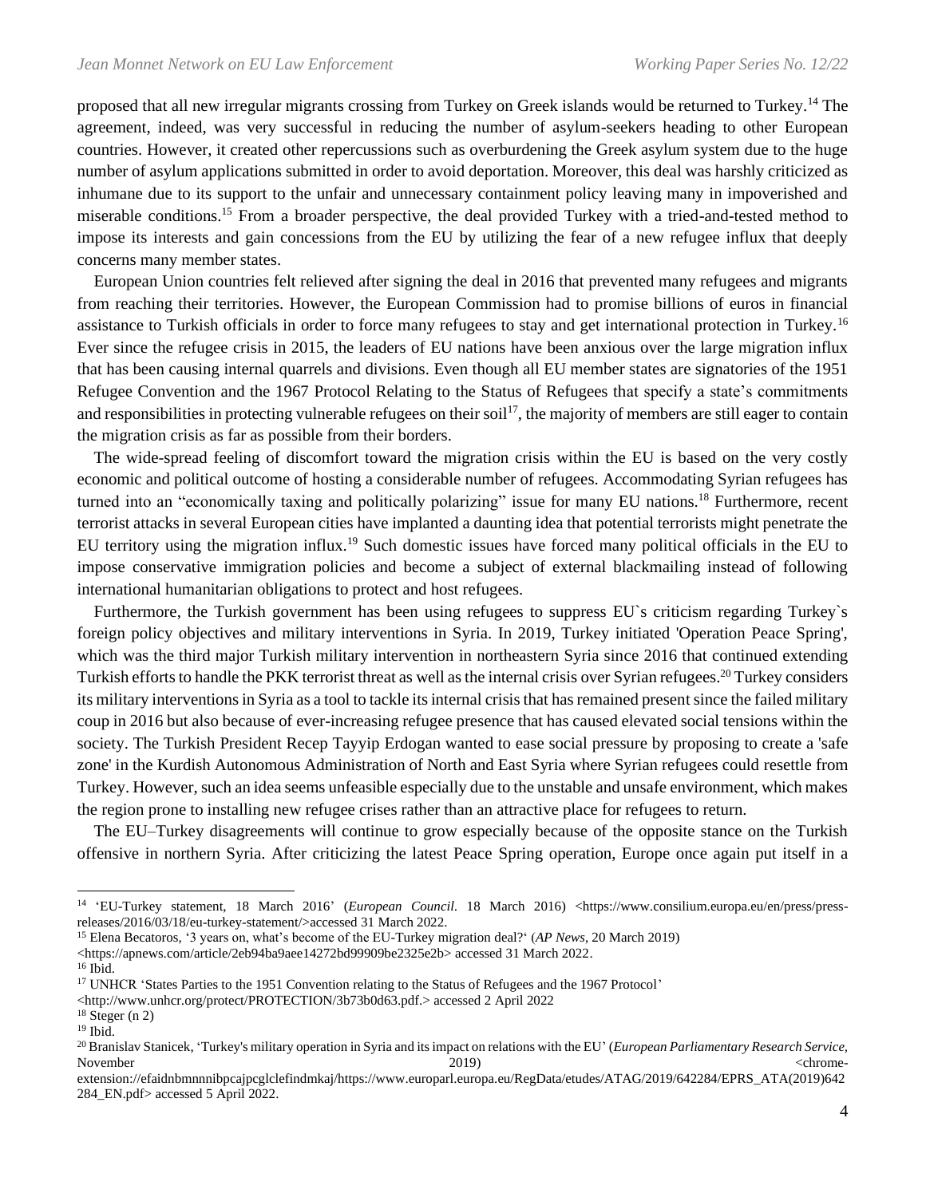proposed that all new irregular migrants crossing from Turkey on Greek islands would be returned to Turkey.[14] The agreement, indeed, was very successful in reducing the number of asylum-seekers heading to other European countries. However, it created other repercussions such as overburdening the Greek asylum system due to the huge number of asylum applications submitted in order to avoid deportation. Moreover, this deal was harshly criticized as inhumane due to its support to the unfair and unnecessary containment policy leaving many in impoverished and miserable conditions.[15] From a broader perspective, the deal provided Turkey with a tried-and-tested method to impose its interests and gain concessions from the EU by utilizing the fear of a new refugee influx that deeply concerns many member states.

European Union countries felt relieved after signing the deal in 2016 that prevented many refugees and migrants from reaching their territories. However, the European Commission had to promise billions of euros in financial assistance to Turkish officials in order to force many refugees to stay and get international protection in Turkey.[16] Ever since the refugee crisis in 2015, the leaders of EU nations have been anxious over the large migration influx that has been causing internal quarrels and divisions. Even though all EU member states are signatories of the 1951 Refugee Convention and the 1967 Protocol Relating to the Status of Refugees that specify a state's commitments and responsibilities in protecting vulnerable refugees on their soil[17], the majority of members are still eager to contain the migration crisis as far as possible from their borders.

The wide-spread feeling of discomfort toward the migration crisis within the EU is based on the very costly economic and political outcome of hosting a considerable number of refugees. Accommodating Syrian refugees has turned into an "economically taxing and politically polarizing" issue for many EU nations.[18] Furthermore, recent terrorist attacks in several European cities have implanted a daunting idea that potential terrorists might penetrate the EU territory using the migration influx.[19] Such domestic issues have forced many political officials in the EU to impose conservative immigration policies and become a subject of external blackmailing instead of following international humanitarian obligations to protect and host refugees.

Furthermore, the Turkish government has been using refugees to suppress EU`s criticism regarding Turkey`s foreign policy objectives and military interventions in Syria. In 2019, Turkey initiated 'Operation Peace Spring', which was the third major Turkish military intervention in northeastern Syria since 2016 that continued extending Turkish efforts to handle the PKK terrorist threat as well as the internal crisis over Syrian refugees.[20] Turkey considers its military interventions in Syria as a tool to tackle its internal crisis that has remained present since the failed military coup in 2016 but also because of ever-increasing refugee presence that has caused elevated social tensions within the society. The Turkish President Recep Tayyip Erdogan wanted to ease social pressure by proposing to create a 'safe zone' in the Kurdish Autonomous Administration of North and East Syria where Syrian refugees could resettle from Turkey. However, such an idea seems unfeasible especially due to the unstable and unsafe environment, which makes the region prone to installing new refugee crises rather than an attractive place for refugees to return.

The EU–Turkey disagreements will continue to grow especially because of the opposite stance on the Turkish offensive in northern Syria. After criticizing the latest Peace Spring operation, Europe once again put itself in a

---

[14] 'EU-Turkey statement, 18 March 2016' (*European Council.* 18 March 2016) <https://www.consilium.europa.eu/en/press/press-releases/2016/03/18/eu-turkey-statement/>accessed 31 March 2022.

[15] Elena Becatoros, '3 years on, what's become of the EU-Turkey migration deal?' (*AP News*, 20 March 2019) <https://apnews.com/article/2eb94ba9aee14272bd99909be2325e2b> accessed 31 March 2022.

[16] Ibid.

[17] UNHCR 'States Parties to the 1951 Convention relating to the Status of Refugees and the 1967 Protocol' <http://www.unhcr.org/protect/PROTECTION/3b73b0d63.pdf.> accessed 2 April 2022

[18] Steger (n 2)

[19] Ibid.

[20] Branislav Stanicek, 'Turkey's military operation in Syria and its impact on relations with the EU' (*European Parliamentary Research Service*, November 2019) <chrome-extension://efaidnbmnnnibpcajpcglclefindmkaj/https://www.europarl.europa.eu/RegData/etudes/ATAG/2019/642284/EPRS_ATA(2019)642284_EN.pdf> accessed 5 April 2022.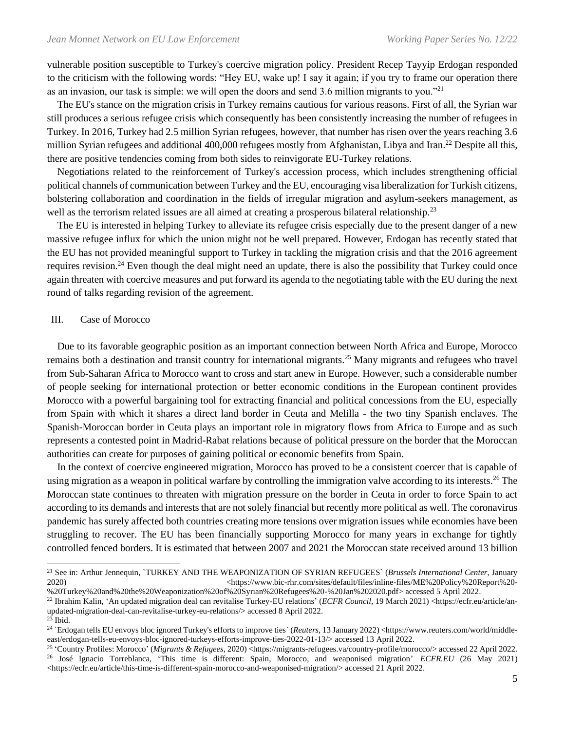vulnerable position susceptible to Turkey's coercive migration policy. President Recep Tayyip Erdogan responded to the criticism with the following words: "Hey EU, wake up! I say it again; if you try to frame our operation there as an invasion, our task is simple: we will open the doors and send 3.6 million migrants to you."[21]

The EU's stance on the migration crisis in Turkey remains cautious for various reasons. First of all, the Syrian war still produces a serious refugee crisis which consequently has been consistently increasing the number of refugees in Turkey. In 2016, Turkey had 2.5 million Syrian refugees, however, that number has risen over the years reaching 3.6 million Syrian refugees and additional 400,000 refugees mostly from Afghanistan, Libya and Iran.[22] Despite all this, there are positive tendencies coming from both sides to reinvigorate EU-Turkey relations.

Negotiations related to the reinforcement of Turkey's accession process, which includes strengthening official political channels of communication between Turkey and the EU, encouraging visa liberalization for Turkish citizens, bolstering collaboration and coordination in the fields of irregular migration and asylum-seekers management, as well as the terrorism related issues are all aimed at creating a prosperous bilateral relationship.[23]

The EU is interested in helping Turkey to alleviate its refugee crisis especially due to the present danger of a new massive refugee influx for which the union might not be well prepared. However, Erdogan has recently stated that the EU has not provided meaningful support to Turkey in tackling the migration crisis and that the 2016 agreement requires revision.[24] Even though the deal might need an update, there is also the possibility that Turkey could once again threaten with coercive measures and put forward its agenda to the negotiating table with the EU during the next round of talks regarding revision of the agreement.

## III. Case of Morocco

Due to its favorable geographic position as an important connection between North Africa and Europe, Morocco remains both a destination and transit country for international migrants.[25] Many migrants and refugees who travel from Sub-Saharan Africa to Morocco want to cross and start anew in Europe. However, such a considerable number of people seeking for international protection or better economic conditions in the European continent provides Morocco with a powerful bargaining tool for extracting financial and political concessions from the EU, especially from Spain with which it shares a direct land border in Ceuta and Melilla - the two tiny Spanish enclaves. The Spanish-Moroccan border in Ceuta plays an important role in migratory flows from Africa to Europe and as such represents a contested point in Madrid-Rabat relations because of political pressure on the border that the Moroccan authorities can create for purposes of gaining political or economic benefits from Spain.

In the context of coercive engineered migration, Morocco has proved to be a consistent coercer that is capable of using migration as a weapon in political warfare by controlling the immigration valve according to its interests.[26] The Moroccan state continues to threaten with migration pressure on the border in Ceuta in order to force Spain to act according to its demands and interests that are not solely financial but recently more political as well. The coronavirus pandemic has surely affected both countries creating more tensions over migration issues while economies have been struggling to recover. The EU has been financially supporting Morocco for many years in exchange for tightly controlled fenced borders. It is estimated that between 2007 and 2021 the Moroccan state received around 13 billion

---

[21] See in: Arthur Jennequin, `TURKEY AND THE WEAPONIZATION OF SYRIAN REFUGEES` (*Brussels International Center*, January 2020) <https://www.bic-rhr.com/sites/default/files/inline-files/ME%20Policy%20Report%20-%20Turkey%20and%20the%20Weaponization%20of%20Syrian%20Refugees%20-%20Jan%202020.pdf> accessed 5 April 2022.

[22] Ibrahim Kalin, 'An updated migration deal can revitalise Turkey-EU relations' (*ECFR Council*, 19 March 2021) <https://ecfr.eu/article/an-updated-migration-deal-can-revitalise-turkey-eu-relations/> accessed 8 April 2022.

[23] Ibid.

[24] `Erdogan tells EU envoys bloc ignored Turkey's efforts to improve ties` (*Reuters*, 13 January 2022) <https://www.reuters.com/world/middle-east/erdogan-tells-eu-envoys-bloc-ignored-turkeys-efforts-improve-ties-2022-01-13/> accessed 13 April 2022.

[25] 'Country Profiles: Morocco' (*Migrants & Refugees*, 2020) <https://migrants-refugees.va/country-profile/morocco/> accessed 22 April 2022.

[26] José Ignacio Torreblanca, 'This time is different: Spain, Morocco, and weaponised migration' *ECFR.EU* (26 May 2021) <https://ecfr.eu/article/this-time-is-different-spain-morocco-and-weaponised-migration/> accessed 21 April 2022.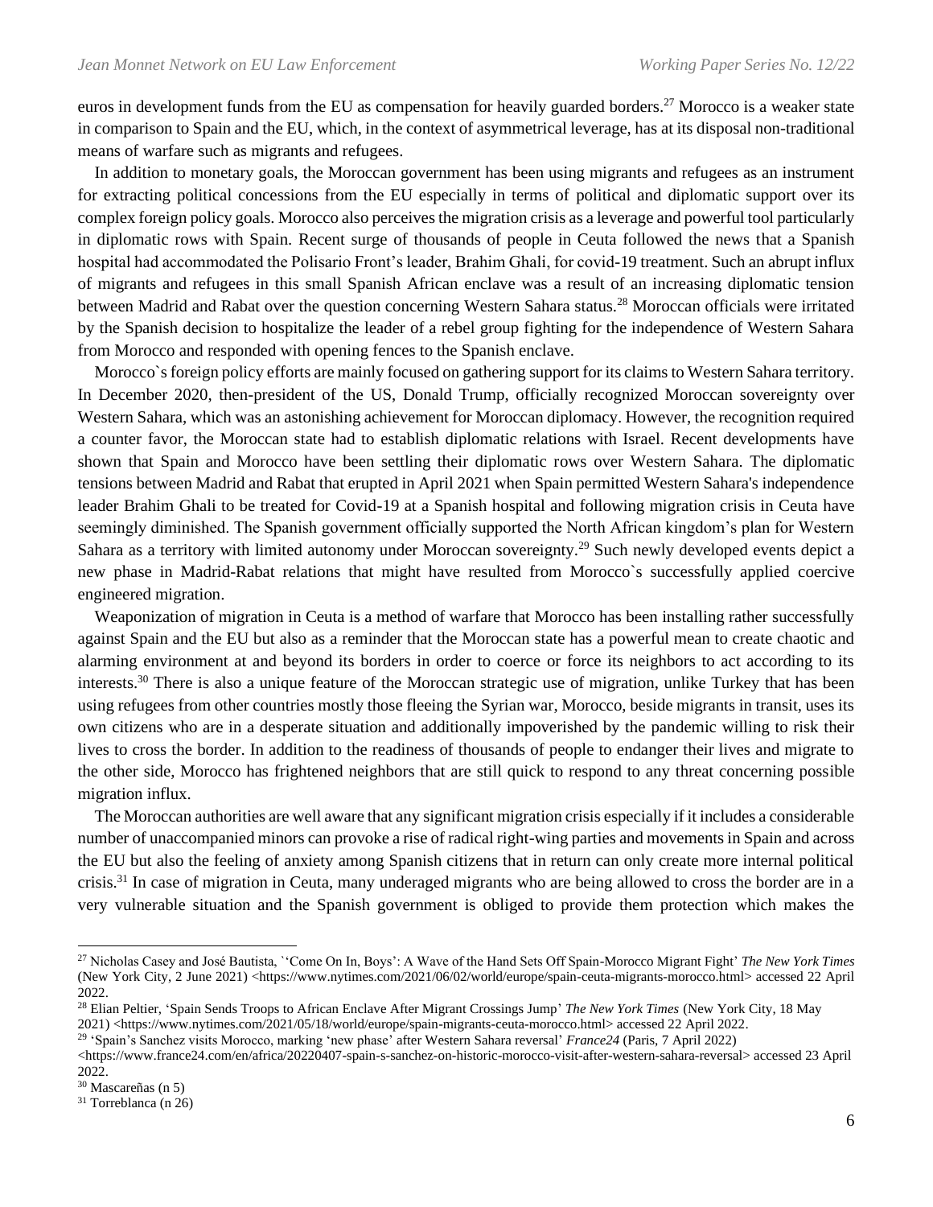euros in development funds from the EU as compensation for heavily guarded borders.[27] Morocco is a weaker state in comparison to Spain and the EU, which, in the context of asymmetrical leverage, has at its disposal non-traditional means of warfare such as migrants and refugees.

In addition to monetary goals, the Moroccan government has been using migrants and refugees as an instrument for extracting political concessions from the EU especially in terms of political and diplomatic support over its complex foreign policy goals. Morocco also perceives the migration crisis as a leverage and powerful tool particularly in diplomatic rows with Spain. Recent surge of thousands of people in Ceuta followed the news that a Spanish hospital had accommodated the Polisario Front's leader, Brahim Ghali, for covid-19 treatment. Such an abrupt influx of migrants and refugees in this small Spanish African enclave was a result of an increasing diplomatic tension between Madrid and Rabat over the question concerning Western Sahara status.[28] Moroccan officials were irritated by the Spanish decision to hospitalize the leader of a rebel group fighting for the independence of Western Sahara from Morocco and responded with opening fences to the Spanish enclave.

Morocco`s foreign policy efforts are mainly focused on gathering support for its claims to Western Sahara territory. In December 2020, then-president of the US, Donald Trump, officially recognized Moroccan sovereignty over Western Sahara, which was an astonishing achievement for Moroccan diplomacy. However, the recognition required a counter favor, the Moroccan state had to establish diplomatic relations with Israel. Recent developments have shown that Spain and Morocco have been settling their diplomatic rows over Western Sahara. The diplomatic tensions between Madrid and Rabat that erupted in April 2021 when Spain permitted Western Sahara's independence leader Brahim Ghali to be treated for Covid-19 at a Spanish hospital and following migration crisis in Ceuta have seemingly diminished. The Spanish government officially supported the North African kingdom's plan for Western Sahara as a territory with limited autonomy under Moroccan sovereignty.[29] Such newly developed events depict a new phase in Madrid-Rabat relations that might have resulted from Morocco`s successfully applied coercive engineered migration.

Weaponization of migration in Ceuta is a method of warfare that Morocco has been installing rather successfully against Spain and the EU but also as a reminder that the Moroccan state has a powerful mean to create chaotic and alarming environment at and beyond its borders in order to coerce or force its neighbors to act according to its interests.[30] There is also a unique feature of the Moroccan strategic use of migration, unlike Turkey that has been using refugees from other countries mostly those fleeing the Syrian war, Morocco, beside migrants in transit, uses its own citizens who are in a desperate situation and additionally impoverished by the pandemic willing to risk their lives to cross the border. In addition to the readiness of thousands of people to endanger their lives and migrate to the other side, Morocco has frightened neighbors that are still quick to respond to any threat concerning possible migration influx.

The Moroccan authorities are well aware that any significant migration crisis especially if it includes a considerable number of unaccompanied minors can provoke a rise of radical right-wing parties and movements in Spain and across the EU but also the feeling of anxiety among Spanish citizens that in return can only create more internal political crisis.[31] In case of migration in Ceuta, many underaged migrants who are being allowed to cross the border are in a very vulnerable situation and the Spanish government is obliged to provide them protection which makes the

---

[27] Nicholas Casey and José Bautista, `'Come On In, Boys': A Wave of the Hand Sets Off Spain-Morocco Migrant Fight' *The New York Times* (New York City, 2 June 2021) <https://www.nytimes.com/2021/06/02/world/europe/spain-ceuta-migrants-morocco.html> accessed 22 April 2022.

[28] Elian Peltier, 'Spain Sends Troops to African Enclave After Migrant Crossings Jump' *The New York Times* (New York City, 18 May 2021) <https://www.nytimes.com/2021/05/18/world/europe/spain-migrants-ceuta-morocco.html> accessed 22 April 2022.

[29] 'Spain's Sanchez visits Morocco, marking 'new phase' after Western Sahara reversal' *France24* (Paris, 7 April 2022) <https://www.france24.com/en/africa/20220407-spain-s-sanchez-on-historic-morocco-visit-after-western-sahara-reversal> accessed 23 April 2022.

[30] Mascareñas (n 5)

[31] Torreblanca (n 26)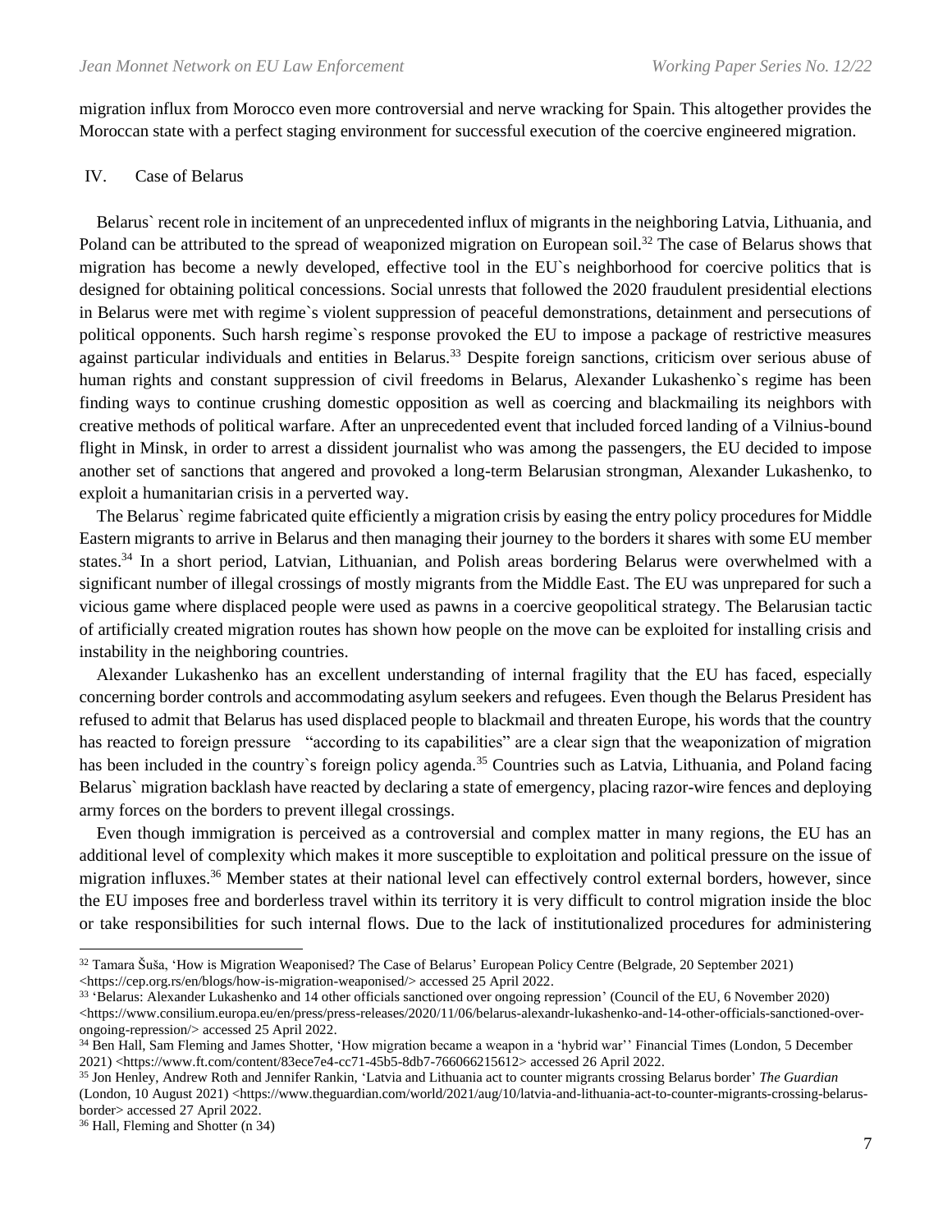migration influx from Morocco even more controversial and nerve wracking for Spain. This altogether provides the Moroccan state with a perfect staging environment for successful execution of the coercive engineered migration.

## IV. Case of Belarus

Belarus` recent role in incitement of an unprecedented influx of migrants in the neighboring Latvia, Lithuania, and Poland can be attributed to the spread of weaponized migration on European soil.[32] The case of Belarus shows that migration has become a newly developed, effective tool in the EU`s neighborhood for coercive politics that is designed for obtaining political concessions. Social unrests that followed the 2020 fraudulent presidential elections in Belarus were met with regime`s violent suppression of peaceful demonstrations, detainment and persecutions of political opponents. Such harsh regime`s response provoked the EU to impose a package of restrictive measures against particular individuals and entities in Belarus.[33] Despite foreign sanctions, criticism over serious abuse of human rights and constant suppression of civil freedoms in Belarus, Alexander Lukashenko`s regime has been finding ways to continue crushing domestic opposition as well as coercing and blackmailing its neighbors with creative methods of political warfare. After an unprecedented event that included forced landing of a Vilnius-bound flight in Minsk, in order to arrest a dissident journalist who was among the passengers, the EU decided to impose another set of sanctions that angered and provoked a long-term Belarusian strongman, Alexander Lukashenko, to exploit a humanitarian crisis in a perverted way.

The Belarus` regime fabricated quite efficiently a migration crisis by easing the entry policy procedures for Middle Eastern migrants to arrive in Belarus and then managing their journey to the borders it shares with some EU member states.[34] In a short period, Latvian, Lithuanian, and Polish areas bordering Belarus were overwhelmed with a significant number of illegal crossings of mostly migrants from the Middle East. The EU was unprepared for such a vicious game where displaced people were used as pawns in a coercive geopolitical strategy. The Belarusian tactic of artificially created migration routes has shown how people on the move can be exploited for installing crisis and instability in the neighboring countries.

Alexander Lukashenko has an excellent understanding of internal fragility that the EU has faced, especially concerning border controls and accommodating asylum seekers and refugees. Even though the Belarus President has refused to admit that Belarus has used displaced people to blackmail and threaten Europe, his words that the country has reacted to foreign pressure "according to its capabilities" are a clear sign that the weaponization of migration has been included in the country`s foreign policy agenda.[35] Countries such as Latvia, Lithuania, and Poland facing Belarus` migration backlash have reacted by declaring a state of emergency, placing razor-wire fences and deploying army forces on the borders to prevent illegal crossings.

Even though immigration is perceived as a controversial and complex matter in many regions, the EU has an additional level of complexity which makes it more susceptible to exploitation and political pressure on the issue of migration influxes.[36] Member states at their national level can effectively control external borders, however, since the EU imposes free and borderless travel within its territory it is very difficult to control migration inside the bloc or take responsibilities for such internal flows. Due to the lack of institutionalized procedures for administering

---

[32] Tamara Šuša, 'How is Migration Weaponised? The Case of Belarus' European Policy Centre (Belgrade, 20 September 2021) <https://cep.org.rs/en/blogs/how-is-migration-weaponised/> accessed 25 April 2022.

[33] 'Belarus: Alexander Lukashenko and 14 other officials sanctioned over ongoing repression' (Council of the EU, 6 November 2020) <https://www.consilium.europa.eu/en/press/press-releases/2020/11/06/belarus-alexandr-lukashenko-and-14-other-officials-sanctioned-over-ongoing-repression/> accessed 25 April 2022.

[34] Ben Hall, Sam Fleming and James Shotter, 'How migration became a weapon in a 'hybrid war'' Financial Times (London, 5 December 2021) <https://www.ft.com/content/83ece7e4-cc71-45b5-8db7-766066215612> accessed 26 April 2022.

[35] Jon Henley, Andrew Roth and Jennifer Rankin, 'Latvia and Lithuania act to counter migrants crossing Belarus border' *The Guardian* (London, 10 August 2021) <https://www.theguardian.com/world/2021/aug/10/latvia-and-lithuania-act-to-counter-migrants-crossing-belarus-border> accessed 27 April 2022.

[36] Hall, Fleming and Shotter (n 34)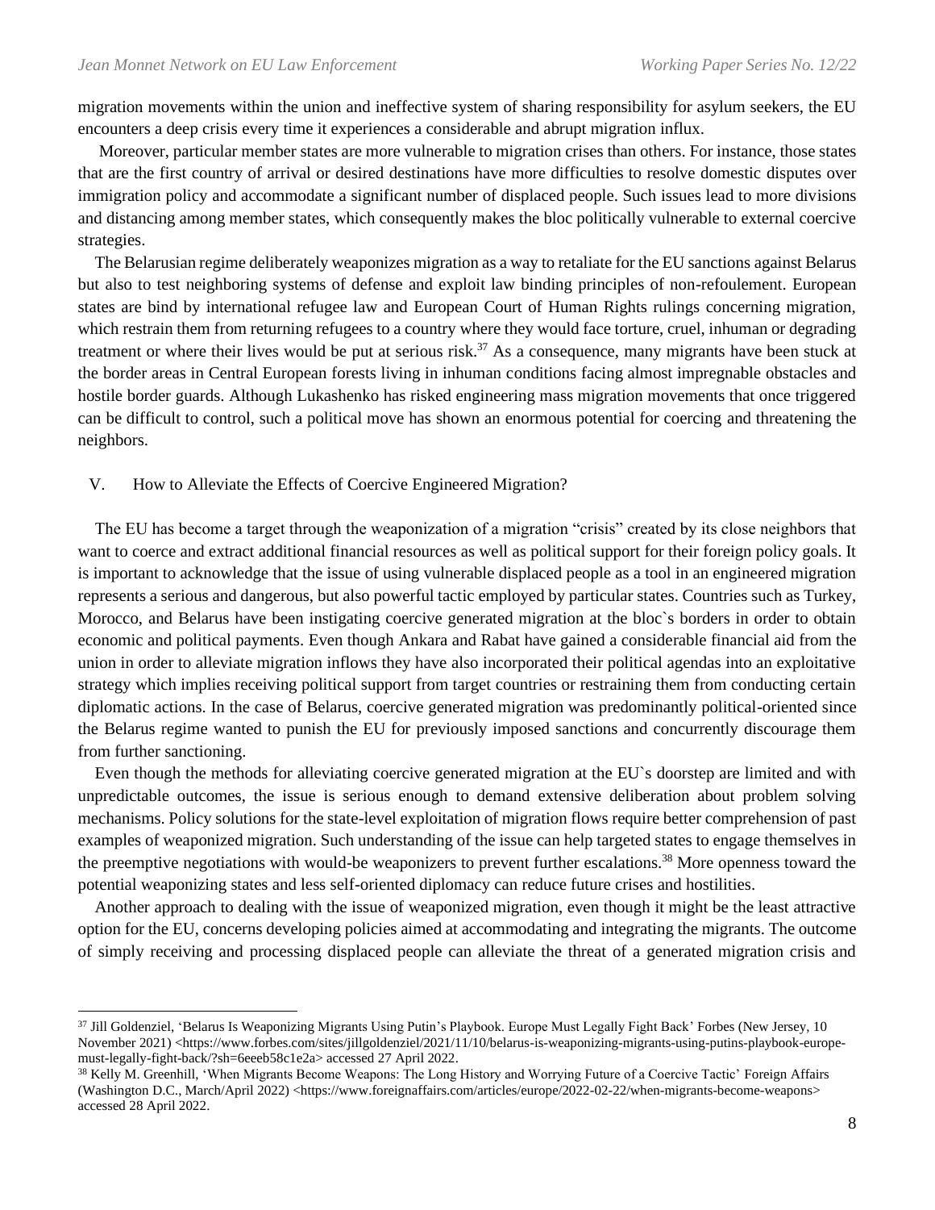migration movements within the union and ineffective system of sharing responsibility for asylum seekers, the EU encounters a deep crisis every time it experiences a considerable and abrupt migration influx.

Moreover, particular member states are more vulnerable to migration crises than others. For instance, those states that are the first country of arrival or desired destinations have more difficulties to resolve domestic disputes over immigration policy and accommodate a significant number of displaced people. Such issues lead to more divisions and distancing among member states, which consequently makes the bloc politically vulnerable to external coercive strategies.

The Belarusian regime deliberately weaponizes migration as a way to retaliate for the EU sanctions against Belarus but also to test neighboring systems of defense and exploit law binding principles of non-refoulement. European states are bind by international refugee law and European Court of Human Rights rulings concerning migration, which restrain them from returning refugees to a country where they would face torture, cruel, inhuman or degrading treatment or where their lives would be put at serious risk.[37] As a consequence, many migrants have been stuck at the border areas in Central European forests living in inhuman conditions facing almost impregnable obstacles and hostile border guards. Although Lukashenko has risked engineering mass migration movements that once triggered can be difficult to control, such a political move has shown an enormous potential for coercing and threatening the neighbors.

## V. How to Alleviate the Effects of Coercive Engineered Migration?

The EU has become a target through the weaponization of a migration "crisis" created by its close neighbors that want to coerce and extract additional financial resources as well as political support for their foreign policy goals. It is important to acknowledge that the issue of using vulnerable displaced people as a tool in an engineered migration represents a serious and dangerous, but also powerful tactic employed by particular states. Countries such as Turkey, Morocco, and Belarus have been instigating coercive generated migration at the bloc`s borders in order to obtain economic and political payments. Even though Ankara and Rabat have gained a considerable financial aid from the union in order to alleviate migration inflows they have also incorporated their political agendas into an exploitative strategy which implies receiving political support from target countries or restraining them from conducting certain diplomatic actions. In the case of Belarus, coercive generated migration was predominantly political-oriented since the Belarus regime wanted to punish the EU for previously imposed sanctions and concurrently discourage them from further sanctioning.

Even though the methods for alleviating coercive generated migration at the EU`s doorstep are limited and with unpredictable outcomes, the issue is serious enough to demand extensive deliberation about problem solving mechanisms. Policy solutions for the state-level exploitation of migration flows require better comprehension of past examples of weaponized migration. Such understanding of the issue can help targeted states to engage themselves in the preemptive negotiations with would-be weaponizers to prevent further escalations.[38] More openness toward the potential weaponizing states and less self-oriented diplomacy can reduce future crises and hostilities.

Another approach to dealing with the issue of weaponized migration, even though it might be the least attractive option for the EU, concerns developing policies aimed at accommodating and integrating the migrants. The outcome of simply receiving and processing displaced people can alleviate the threat of a generated migration crisis and

---

[37] Jill Goldenziel, 'Belarus Is Weaponizing Migrants Using Putin's Playbook. Europe Must Legally Fight Back' Forbes (New Jersey, 10 November 2021) <https://www.forbes.com/sites/jillgoldenziel/2021/11/10/belarus-is-weaponizing-migrants-using-putins-playbook-europe-must-legally-fight-back/?sh=6eeeb58c1e2a> accessed 27 April 2022.

[38] Kelly M. Greenhill, 'When Migrants Become Weapons: The Long History and Worrying Future of a Coercive Tactic' Foreign Affairs (Washington D.C., March/April 2022) <https://www.foreignaffairs.com/articles/europe/2022-02-22/when-migrants-become-weapons> accessed 28 April 2022.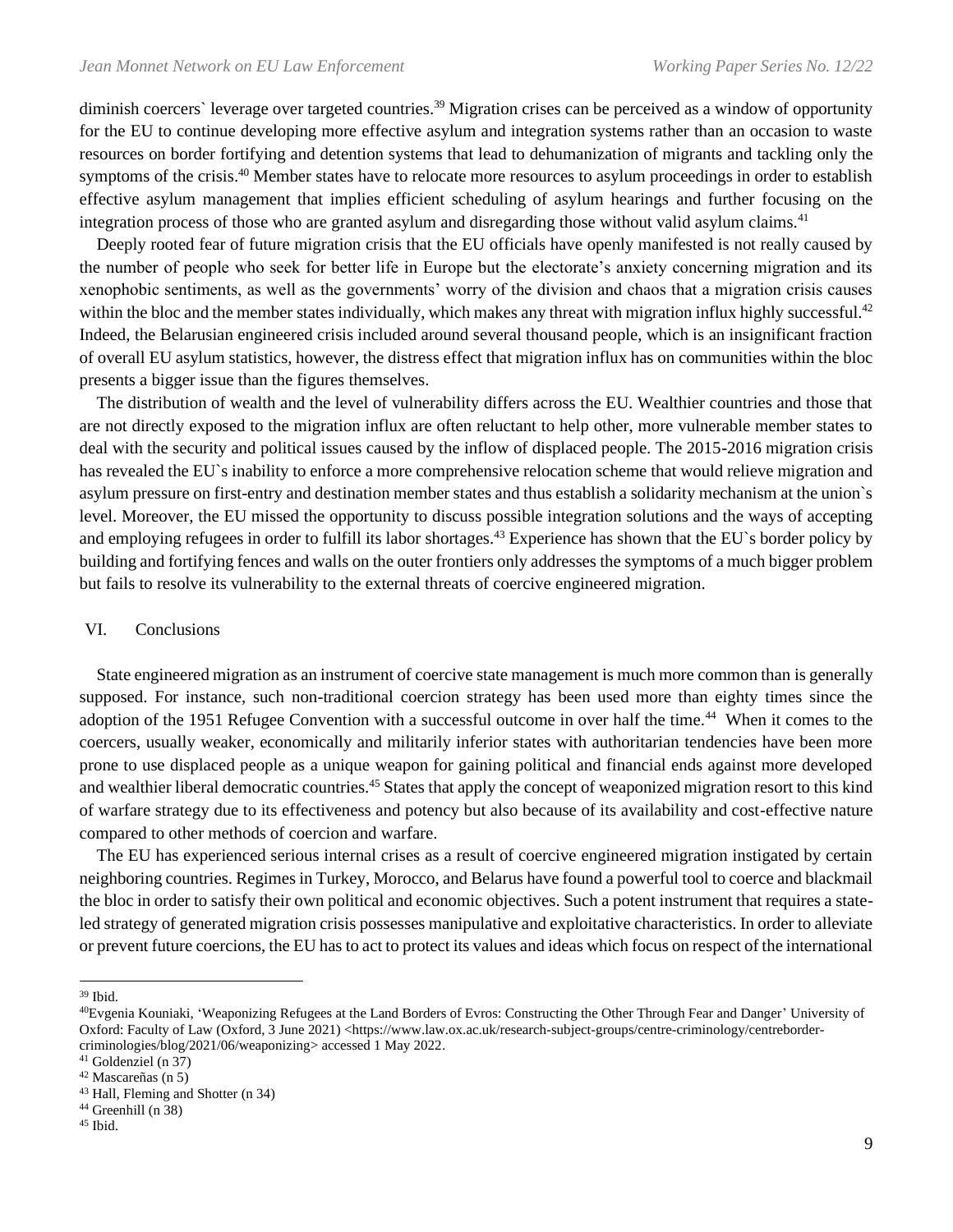diminish coercers` leverage over targeted countries.[39] Migration crises can be perceived as a window of opportunity for the EU to continue developing more effective asylum and integration systems rather than an occasion to waste resources on border fortifying and detention systems that lead to dehumanization of migrants and tackling only the symptoms of the crisis.[40] Member states have to relocate more resources to asylum proceedings in order to establish effective asylum management that implies efficient scheduling of asylum hearings and further focusing on the integration process of those who are granted asylum and disregarding those without valid asylum claims.[41]

Deeply rooted fear of future migration crisis that the EU officials have openly manifested is not really caused by the number of people who seek for better life in Europe but the electorate's anxiety concerning migration and its xenophobic sentiments, as well as the governments' worry of the division and chaos that a migration crisis causes within the bloc and the member states individually, which makes any threat with migration influx highly successful.[42] Indeed, the Belarusian engineered crisis included around several thousand people, which is an insignificant fraction of overall EU asylum statistics, however, the distress effect that migration influx has on communities within the bloc presents a bigger issue than the figures themselves.

The distribution of wealth and the level of vulnerability differs across the EU. Wealthier countries and those that are not directly exposed to the migration influx are often reluctant to help other, more vulnerable member states to deal with the security and political issues caused by the inflow of displaced people. The 2015-2016 migration crisis has revealed the EU`s inability to enforce a more comprehensive relocation scheme that would relieve migration and asylum pressure on first-entry and destination member states and thus establish a solidarity mechanism at the union`s level. Moreover, the EU missed the opportunity to discuss possible integration solutions and the ways of accepting and employing refugees in order to fulfill its labor shortages.[43] Experience has shown that the EU`s border policy by building and fortifying fences and walls on the outer frontiers only addresses the symptoms of a much bigger problem but fails to resolve its vulnerability to the external threats of coercive engineered migration.

## VI. Conclusions

State engineered migration as an instrument of coercive state management is much more common than is generally supposed. For instance, such non-traditional coercion strategy has been used more than eighty times since the adoption of the 1951 Refugee Convention with a successful outcome in over half the time.[44] When it comes to the coercers, usually weaker, economically and militarily inferior states with authoritarian tendencies have been more prone to use displaced people as a unique weapon for gaining political and financial ends against more developed and wealthier liberal democratic countries.[45] States that apply the concept of weaponized migration resort to this kind of warfare strategy due to its effectiveness and potency but also because of its availability and cost-effective nature compared to other methods of coercion and warfare.

The EU has experienced serious internal crises as a result of coercive engineered migration instigated by certain neighboring countries. Regimes in Turkey, Morocco, and Belarus have found a powerful tool to coerce and blackmail the bloc in order to satisfy their own political and economic objectives. Such a potent instrument that requires a state-led strategy of generated migration crisis possesses manipulative and exploitative characteristics. In order to alleviate or prevent future coercions, the EU has to act to protect its values and ideas which focus on respect of the international

---

[39] Ibid.

[40] Evgenia Kouniaki, 'Weaponizing Refugees at the Land Borders of Evros: Constructing the Other Through Fear and Danger' University of Oxford: Faculty of Law (Oxford, 3 June 2021) <https://www.law.ox.ac.uk/research-subject-groups/centre-criminology/centreborder-criminologies/blog/2021/06/weaponizing> accessed 1 May 2022.

[41] Goldenziel (n 37)

[42] Mascareñas (n 5)

[43] Hall, Fleming and Shotter (n 34)

[44] Greenhill (n 38)

[45] Ibid.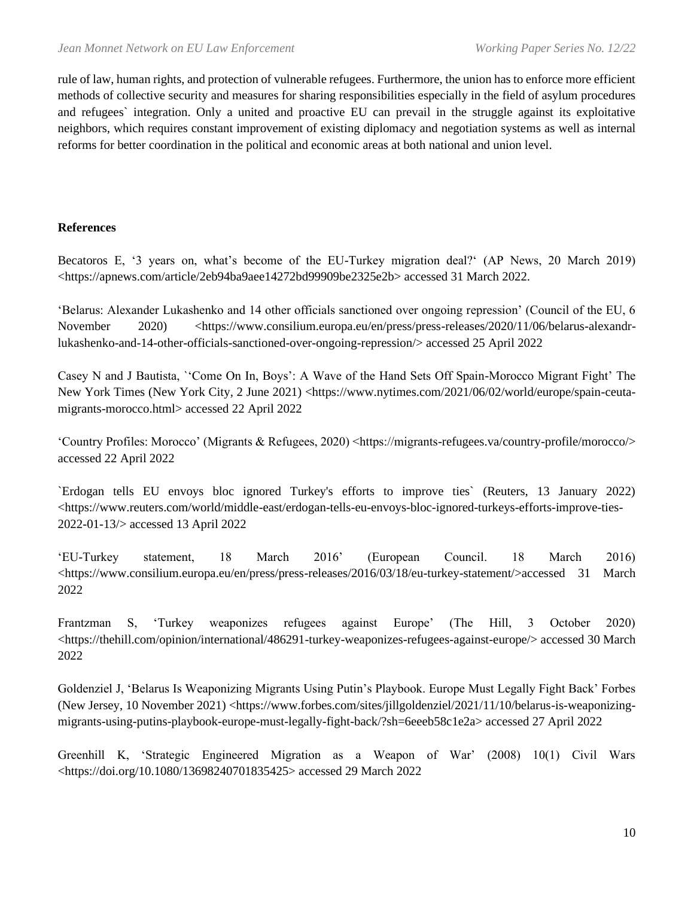rule of law, human rights, and protection of vulnerable refugees. Furthermore, the union has to enforce more efficient methods of collective security and measures for sharing responsibilities especially in the field of asylum procedures and refugees` integration. Only a united and proactive EU can prevail in the struggle against its exploitative neighbors, which requires constant improvement of existing diplomacy and negotiation systems as well as internal reforms for better coordination in the political and economic areas at both national and union level.

**References**

Becatoros E, '3 years on, what's become of the EU-Turkey migration deal?' (AP News, 20 March 2019) <https://apnews.com/article/2eb94ba9aee14272bd99909be2325e2b> accessed 31 March 2022.

'Belarus: Alexander Lukashenko and 14 other officials sanctioned over ongoing repression' (Council of the EU, 6 November 2020) <https://www.consilium.europa.eu/en/press/press-releases/2020/11/06/belarus-alexandr-lukashenko-and-14-other-officials-sanctioned-over-ongoing-repression/> accessed 25 April 2022

Casey N and J Bautista, ``'Come On In, Boys': A Wave of the Hand Sets Off Spain-Morocco Migrant Fight' The New York Times (New York City, 2 June 2021) <https://www.nytimes.com/2021/06/02/world/europe/spain-ceuta-migrants-morocco.html> accessed 22 April 2022

'Country Profiles: Morocco' (Migrants & Refugees, 2020) <https://migrants-refugees.va/country-profile/morocco/> accessed 22 April 2022

`Erdogan tells EU envoys bloc ignored Turkey's efforts to improve ties` (Reuters, 13 January 2022) <https://www.reuters.com/world/middle-east/erdogan-tells-eu-envoys-bloc-ignored-turkeys-efforts-improve-ties-2022-01-13/> accessed 13 April 2022

'EU-Turkey statement, 18 March 2016' (European Council. 18 March 2016) <https://www.consilium.europa.eu/en/press/press-releases/2016/03/18/eu-turkey-statement/>accessed 31 March 2022

Frantzman S, 'Turkey weaponizes refugees against Europe' (The Hill, 3 October 2020) <https://thehill.com/opinion/international/486291-turkey-weaponizes-refugees-against-europe/> accessed 30 March 2022

Goldenziel J, 'Belarus Is Weaponizing Migrants Using Putin's Playbook. Europe Must Legally Fight Back' Forbes (New Jersey, 10 November 2021) <https://www.forbes.com/sites/jillgoldenziel/2021/11/10/belarus-is-weaponizing-migrants-using-putins-playbook-europe-must-legally-fight-back/?sh=6eeeb58c1e2a> accessed 27 April 2022

Greenhill K, 'Strategic Engineered Migration as a Weapon of War' (2008) 10(1) Civil Wars <https://doi.org/10.1080/13698240701835425> accessed 29 March 2022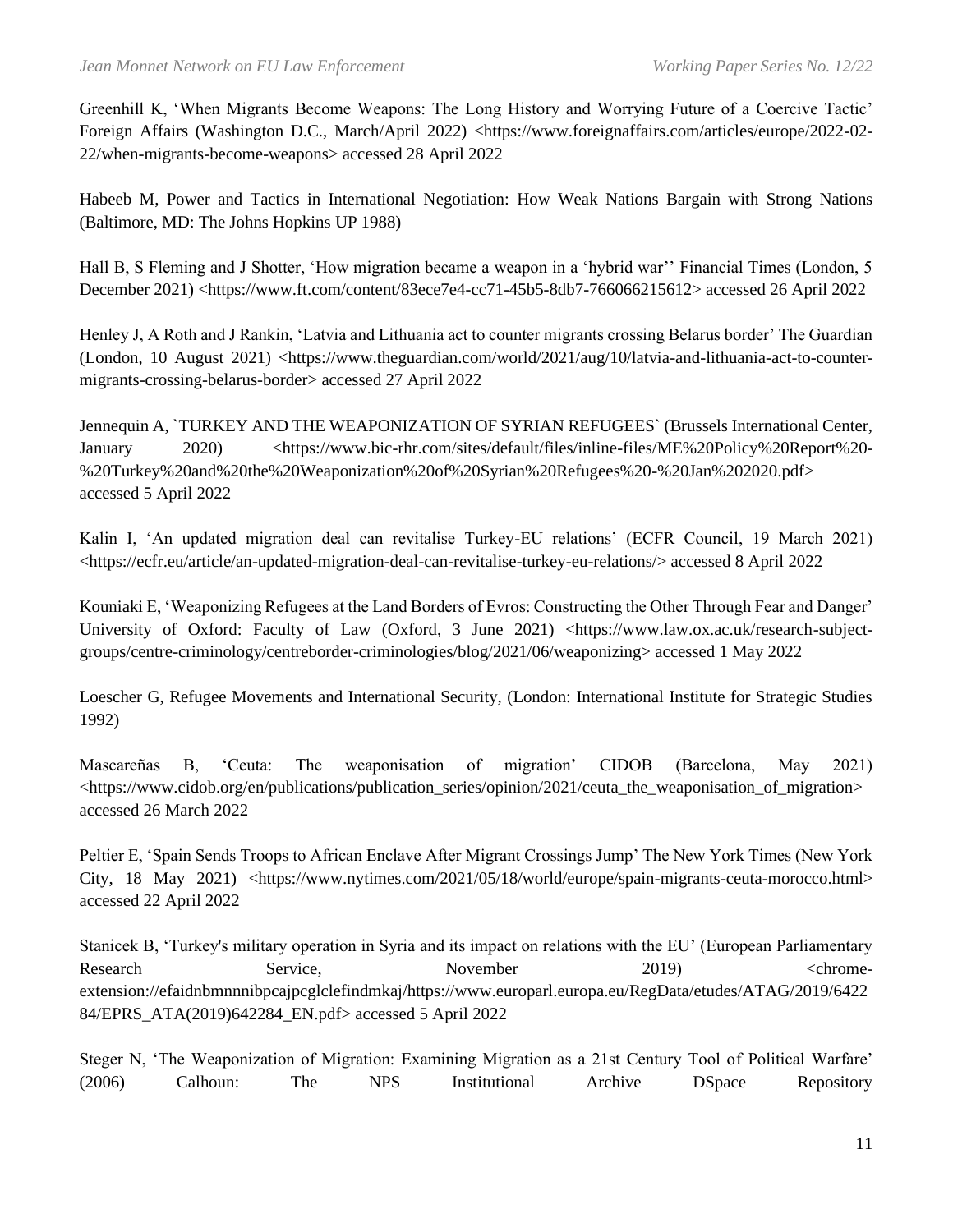Greenhill K, 'When Migrants Become Weapons: The Long History and Worrying Future of a Coercive Tactic' Foreign Affairs (Washington D.C., March/April 2022) <https://www.foreignaffairs.com/articles/europe/2022-02-22/when-migrants-become-weapons> accessed 28 April 2022

Habeeb M, Power and Tactics in International Negotiation: How Weak Nations Bargain with Strong Nations (Baltimore, MD: The Johns Hopkins UP 1988)

Hall B, S Fleming and J Shotter, 'How migration became a weapon in a 'hybrid war'' Financial Times (London, 5 December 2021) <https://www.ft.com/content/83ece7e4-cc71-45b5-8db7-766066215612> accessed 26 April 2022

Henley J, A Roth and J Rankin, 'Latvia and Lithuania act to counter migrants crossing Belarus border' The Guardian (London, 10 August 2021) <https://www.theguardian.com/world/2021/aug/10/latvia-and-lithuania-act-to-counter-migrants-crossing-belarus-border> accessed 27 April 2022

Jennequin A, `TURKEY AND THE WEAPONIZATION OF SYRIAN REFUGEES` (Brussels International Center, January 2020) <https://www.bic-rhr.com/sites/default/files/inline-files/ME%20Policy%20Report%20-%20Turkey%20and%20the%20Weaponization%20of%20Syrian%20Refugees%20-%20Jan%202020.pdf> accessed 5 April 2022

Kalin I, 'An updated migration deal can revitalise Turkey-EU relations' (ECFR Council, 19 March 2021) <https://ecfr.eu/article/an-updated-migration-deal-can-revitalise-turkey-eu-relations/> accessed 8 April 2022

Kouniaki E, 'Weaponizing Refugees at the Land Borders of Evros: Constructing the Other Through Fear and Danger' University of Oxford: Faculty of Law (Oxford, 3 June 2021) <https://www.law.ox.ac.uk/research-subject-groups/centre-criminology/centreborder-criminologies/blog/2021/06/weaponizing> accessed 1 May 2022

Loescher G, Refugee Movements and International Security, (London: International Institute for Strategic Studies 1992)

Mascareñas B, 'Ceuta: The weaponisation of migration' CIDOB (Barcelona, May 2021) <https://www.cidob.org/en/publications/publication_series/opinion/2021/ceuta_the_weaponisation_of_migration> accessed 26 March 2022

Peltier E, 'Spain Sends Troops to African Enclave After Migrant Crossings Jump' The New York Times (New York City, 18 May 2021) <https://www.nytimes.com/2021/05/18/world/europe/spain-migrants-ceuta-morocco.html> accessed 22 April 2022

Stanicek B, 'Turkey's military operation in Syria and its impact on relations with the EU' (European Parliamentary Research Service, November 2019) <chrome-extension://efaidnbmnnnibpcajpcglclefindmkaj/https://www.europarl.europa.eu/RegData/etudes/ATAG/2019/642284/EPRS_ATA(2019)642284_EN.pdf> accessed 5 April 2022

Steger N, 'The Weaponization of Migration: Examining Migration as a 21st Century Tool of Political Warfare' (2006) Calhoun: The NPS Institutional Archive DSpace Repository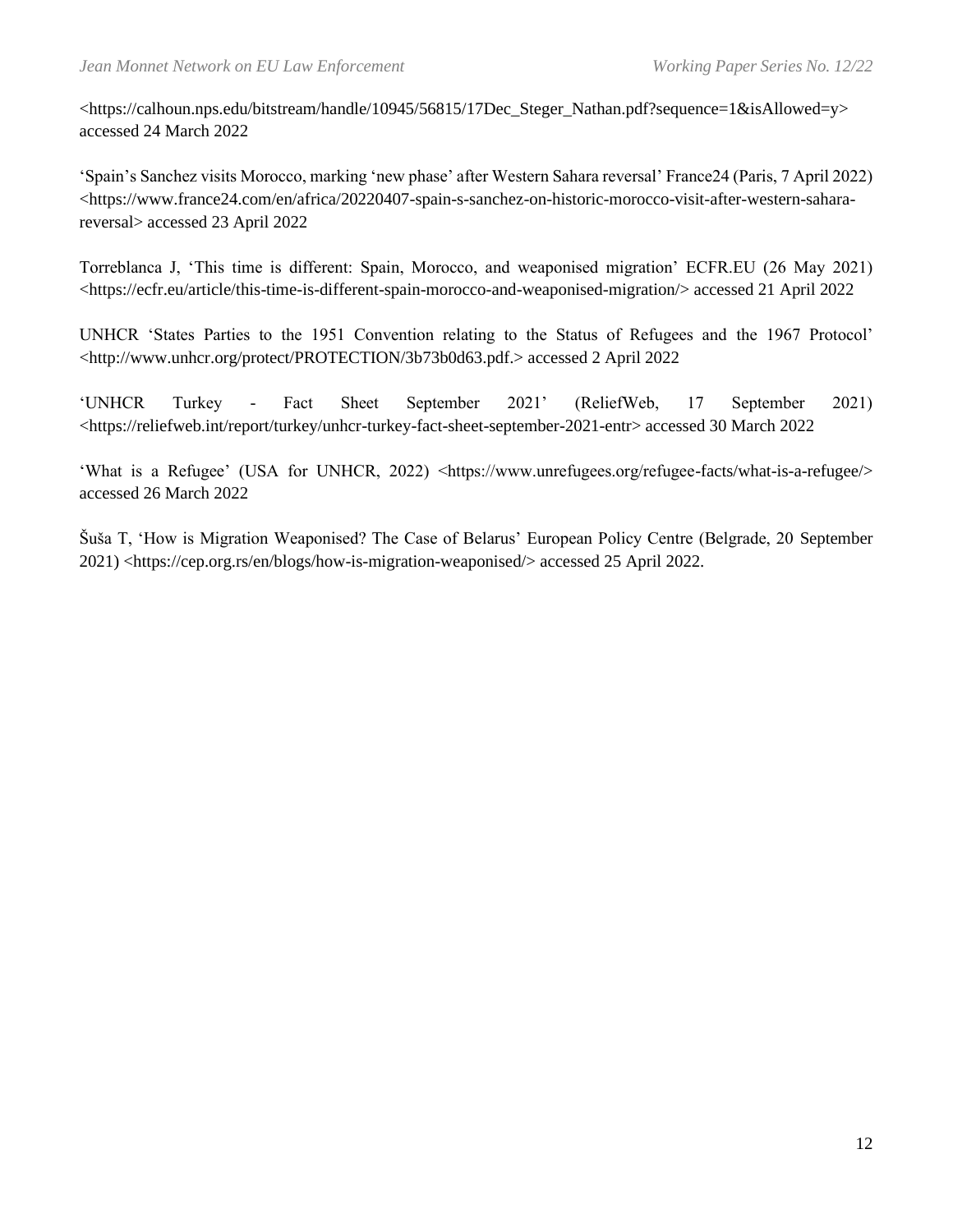<https://calhoun.nps.edu/bitstream/handle/10945/56815/17Dec_Steger_Nathan.pdf?sequence=1&isAllowed=y> accessed 24 March 2022

'Spain's Sanchez visits Morocco, marking 'new phase' after Western Sahara reversal' France24 (Paris, 7 April 2022) <https://www.france24.com/en/africa/20220407-spain-s-sanchez-on-historic-morocco-visit-after-western-sahara-reversal> accessed 23 April 2022

Torreblanca J, 'This time is different: Spain, Morocco, and weaponised migration' ECFR.EU (26 May 2021) <https://ecfr.eu/article/this-time-is-different-spain-morocco-and-weaponised-migration/> accessed 21 April 2022

UNHCR 'States Parties to the 1951 Convention relating to the Status of Refugees and the 1967 Protocol' <http://www.unhcr.org/protect/PROTECTION/3b73b0d63.pdf.> accessed 2 April 2022

'UNHCR Turkey - Fact Sheet September 2021' (ReliefWeb, 17 September 2021) <https://reliefweb.int/report/turkey/unhcr-turkey-fact-sheet-september-2021-entr> accessed 30 March 2022

'What is a Refugee' (USA for UNHCR, 2022) <https://www.unrefugees.org/refugee-facts/what-is-a-refugee/> accessed 26 March 2022

Šuša T, 'How is Migration Weaponised? The Case of Belarus' European Policy Centre (Belgrade, 20 September 2021) <https://cep.org.rs/en/blogs/how-is-migration-weaponised/> accessed 25 April 2022.